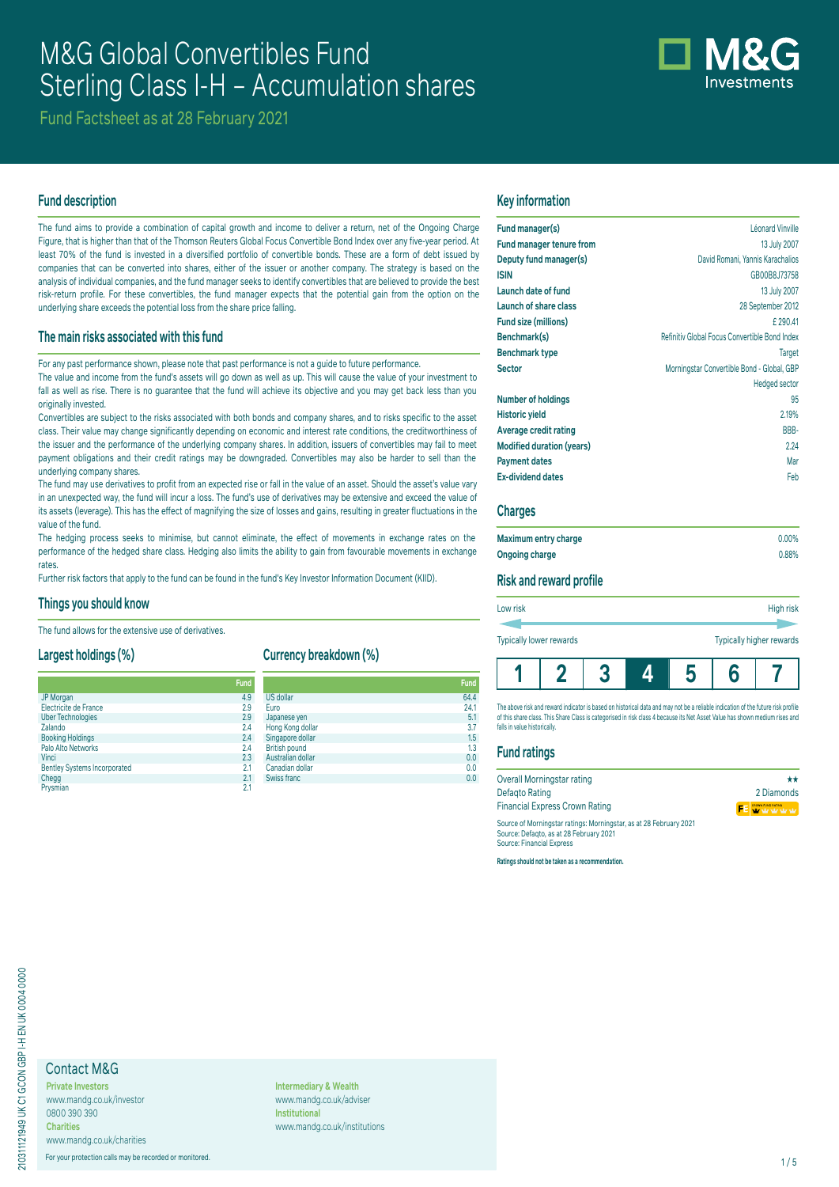# M&G Global Convertibles Fund
# Sterling Class I-H – Accumulation shares

Fund Factsheet as at 28 February 2021

## Fund description

The fund aims to provide a combination of capital growth and income to deliver a return, net of the Ongoing Charge Figure, that is higher than that of the Thomson Reuters Global Focus Convertible Bond Index over any five-year period. At least 70% of the fund is invested in a diversified portfolio of convertible bonds. These are a form of debt issued by companies that can be converted into shares, either of the issuer or another company. The strategy is based on the analysis of individual companies, and the fund manager seeks to identify convertibles that are believed to provide the best risk-return profile. For these convertibles, the fund manager expects that the potential gain from the option on the underlying share exceeds the potential loss from the share price falling.

## The main risks associated with this fund

For any past performance shown, please note that past performance is not a guide to future performance.

The value and income from the fund's assets will go down as well as up. This will cause the value of your investment to fall as well as rise. There is no guarantee that the fund will achieve its objective and you may get back less than you originally invested.

Convertibles are subject to the risks associated with both bonds and company shares, and to risks specific to the asset class. Their value may change significantly depending on economic and interest rate conditions, the creditworthiness of the issuer and the performance of the underlying company shares. In addition, issuers of convertibles may fail to meet payment obligations and their credit ratings may be downgraded. Convertibles may also be harder to sell than the underlying company shares.

The fund may use derivatives to profit from an expected rise or fall in the value of an asset. Should the asset's value vary in an unexpected way, the fund will incur a loss. The fund's use of derivatives may be extensive and exceed the value of its assets (leverage). This has the effect of magnifying the size of losses and gains, resulting in greater fluctuations in the value of the fund.

The hedging process seeks to minimise, but cannot eliminate, the effect of movements in exchange rates on the performance of the hedged share class. Hedging also limits the ability to gain from favourable movements in exchange rates.

Further risk factors that apply to the fund can be found in the fund's Key Investor Information Document (KIID).

## Things you should know

The fund allows for the extensive use of derivatives.

## Largest holdings (%)

| | Fund |
|---|---|
| JP Morgan | 4.9 |
| Electricite de France | 2.9 |
| Uber Technologies | 2.9 |
| Zalando | 2.4 |
| Booking Holdings | 2.4 |
| Palo Alto Networks | 2.4 |
| Vinci | 2.3 |
| Bentley Systems Incorporated | 2.1 |
| Chegg | 2.1 |
| Prysmian | 2.1 |

## Currency breakdown (%)

| | Fund |
|---|---|
| US dollar | 64.4 |
| Euro | 24.1 |
| Japanese yen | 5.1 |
| Hong Kong dollar | 3.7 |
| Singapore dollar | 1.5 |
| British pound | 1.3 |
| Australian dollar | 0.0 |
| Canadian dollar | 0.0 |
| Swiss franc | 0.0 |

## Key information

| | |
|---|---|
| **Fund manager(s)** | Léonard Vinville |
| **Fund manager tenure from** | 13 July 2007 |
| **Deputy fund manager(s)** | David Romani, Yannis Karachalios |
| **ISIN** | GB00B8J73758 |
| **Launch date of fund** | 13 July 2007 |
| **Launch of share class** | 28 September 2012 |
| **Fund size (millions)** | £ 290.41 |
| **Benchmark(s)** | Refinitiv Global Focus Convertible Bond Index |
| **Benchmark type** | Target |
| **Sector** | Morningstar Convertible Bond - Global, GBP Hedged sector |
| **Number of holdings** | 95 |
| **Historic yield** | 2.19% |
| **Average credit rating** | BBB- |
| **Modified duration (years)** | 2.24 |
| **Payment dates** | Mar |
| **Ex-dividend dates** | Feb |

## Charges

| | |
|---|---|
| **Maximum entry charge** | 0.00% |
| **Ongoing charge** | 0.88% |

## Risk and reward profile

Low risk — High risk

Typically lower rewards — Typically higher rewards

| 1 | 2 | 3 | **4** | 5 | 6 | 7 |
|---|---|---|---|---|---|---|

The above risk and reward indicator is based on historical data and may not be a reliable indication of the future risk profile of this share class. This Share Class is categorised in risk class 4 because its Net Asset Value has shown medium rises and falls in value historically.

## Fund ratings

| | |
|---|---|
| Overall Morningstar rating | ★★ |
| Defaqto Rating | 2 Diamonds |
| Financial Express Crown Rating | FE Crown Fund Rating |

Source of Morningstar ratings: Morningstar, as at 28 February 2021
Source: Defaqto, as at 28 February 2021
Source: Financial Express

**Ratings should not be taken as a recommendation.**

## Contact M&G

**Private Investors**
www.mandg.co.uk/investor
0800 390 390

**Charities**
www.mandg.co.uk/charities

**Intermediary & Wealth**
www.mandg.co.uk/adviser

**Institutional**
www.mandg.co.uk/institutions

For your protection calls may be recorded or monitored.

210311121949 UK C1 GCON GBP I-H EN UK 0004 0000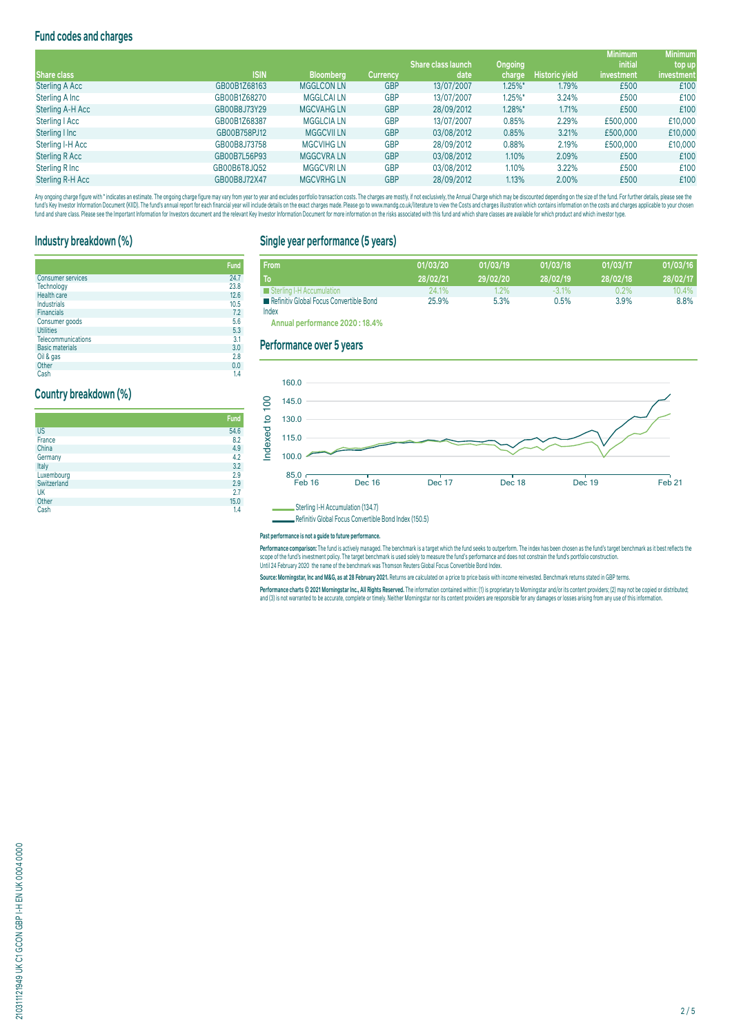## Fund codes and charges

| Share class | ISIN | Bloomberg | Currency | Share class launch date | Ongoing charge | Historic yield | Minimum initial investment | Minimum top up investment |
|---|---|---|---|---|---|---|---|---|
| Sterling A Acc | GB00B1Z68163 | MGGLCON LN | GBP | 13/07/2007 | 1.25%* | 1.79% | £500 | £100 |
| Sterling A Inc | GB00B1Z68270 | MGGLCAI LN | GBP | 13/07/2007 | 1.25%* | 3.24% | £500 | £100 |
| Sterling A-H Acc | GB00B8J73Y29 | MGCVAHG LN | GBP | 28/09/2012 | 1.28%* | 1.71% | £500 | £100 |
| Sterling I Acc | GB00B1Z68387 | MGGLCIA LN | GBP | 13/07/2007 | 0.85% | 2.29% | £500,000 | £10,000 |
| Sterling I Inc | GB00B758PJ12 | MGGCVII LN | GBP | 03/08/2012 | 0.85% | 3.21% | £500,000 | £10,000 |
| Sterling I-H Acc | GB00B8J73758 | MGCVIHG LN | GBP | 28/09/2012 | 0.88% | 2.19% | £500,000 | £10,000 |
| Sterling R Acc | GB00B7L56P93 | MGGCVRA LN | GBP | 03/08/2012 | 1.10% | 2.09% | £500 | £100 |
| Sterling R Inc | GB00B6T8JQ52 | MGGCVRI LN | GBP | 03/08/2012 | 1.10% | 3.22% | £500 | £100 |
| Sterling R-H Acc | GB00B8J72X47 | MGCVRHG LN | GBP | 28/09/2012 | 1.13% | 2.00% | £500 | £100 |

Any ongoing charge figure with * indicates an estimate. The ongoing charge figure may vary from year to year and excludes portfolio transaction costs. The charges are mostly, if not exclusively, the Annual Charge which may be discounted depending on the size of the fund. For further details, please see the fund's Key Investor Information Document (KIID). The fund's annual report for each financial year will include details on the exact charges made. Please go to www.mandg.co.uk/literature to view the Costs and charges illustration which contains information on the costs and charges applicable to your chosen fund and share class. Please see the Important Information for Investors document and the relevant Key Investor Information Document for more information on the risks associated with this fund and which share classes are available for which product and which investor type.

## Industry breakdown (%)

| | Fund |
|---|---|
| Consumer services | 24.7 |
| Technology | 23.8 |
| Health care | 12.6 |
| Industrials | 10.5 |
| Financials | 7.2 |
| Consumer goods | 5.6 |
| Utilities | 5.3 |
| Telecommunications | 3.1 |
| Basic materials | 3.0 |
| Oil & gas | 2.8 |
| Other | 0.0 |
| Cash | 1.4 |

## Country breakdown (%)

| | Fund |
|---|---|
| US | 54.6 |
| France | 8.2 |
| China | 4.9 |
| Germany | 4.2 |
| Italy | 3.2 |
| Luxembourg | 2.9 |
| Switzerland | 2.9 |
| UK | 2.7 |
| Other | 15.0 |
| Cash | 1.4 |

## Single year performance (5 years)

| From / To | 01/03/20 – 28/02/21 | 01/03/19 – 29/02/20 | 01/03/18 – 28/02/19 | 01/03/17 – 28/02/18 | 01/03/16 – 28/02/17 |
|---|---|---|---|---|---|
| Sterling I-H Accumulation | 24.1% | 1.2% | -3.1% | 0.2% | 10.4% |
| Refinitiv Global Focus Convertible Bond Index | 25.9% | 5.3% | 0.5% | 3.9% | 8.8% |

**Annual performance 2020 : 18.4%**

## Performance over 5 years

Sterling I-H Accumulation (134.7)

Refinitiv Global Focus Convertible Bond Index (150.5)

**Past performance is not a guide to future performance.**

**Performance comparison:** The fund is actively managed. The benchmark is a target which the fund seeks to outperform. The index has been chosen as the fund's target benchmark as it best reflects the scope of the fund's investment policy. The target benchmark is used solely to measure the fund's performance and does not constrain the fund's portfolio construction.
Until 24 February 2020 the name of the benchmark was Thomson Reuters Global Focus Convertible Bond Index.

**Source: Morningstar, Inc and M&G, as at 28 February 2021.** Returns are calculated on a price to price basis with income reinvested. Benchmark returns stated in GBP terms.

**Performance charts © 2021 Morningstar Inc., All Rights Reserved.** The information contained within: (1) is proprietary to Morningstar and/or its content providers; (2) may not be copied or distributed; and (3) is not warranted to be accurate, complete or timely. Neither Morningstar nor its content providers are responsible for any damages or losses arising from any use of this information.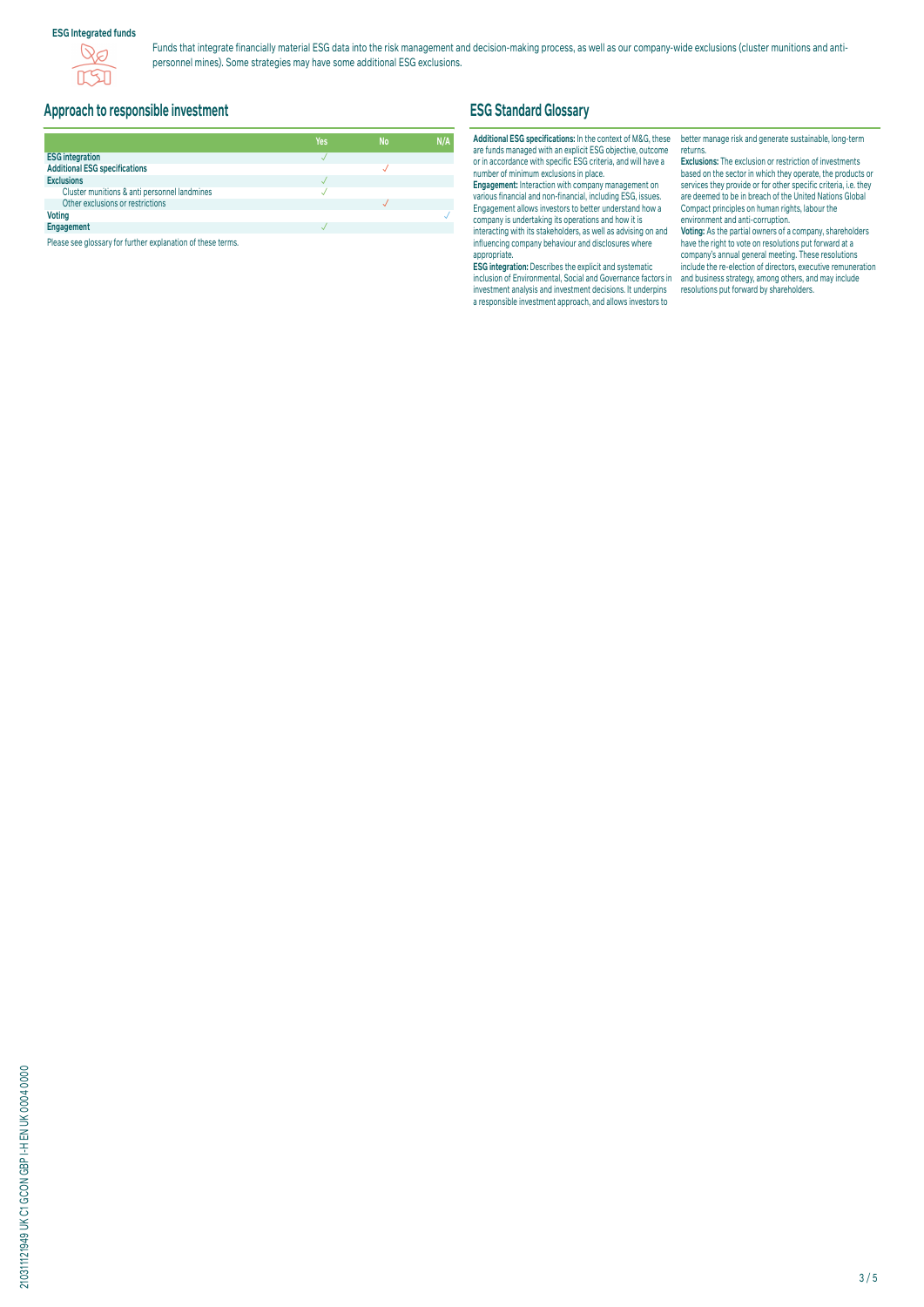**ESG Integrated funds**

Funds that integrate financially material ESG data into the risk management and decision-making process, as well as our company-wide exclusions (cluster munitions and anti-personnel mines). Some strategies may have some additional ESG exclusions.

## Approach to responsible investment

| | Yes | No | N/A |
|---|---|---|---|
| **ESG integration** | ✓ | | |
| **Additional ESG specifications** | | ✓ | |
| **Exclusions** | ✓ | | |
| Cluster munitions & anti personnel landmines | ✓ | | |
| Other exclusions or restrictions | | ✓ | |
| **Voting** | | | ✓ |
| **Engagement** | ✓ | | |

Please see glossary for further explanation of these terms.

## ESG Standard Glossary

**Additional ESG specifications:** In the context of M&G, these are funds managed with an explicit ESG objective, outcome or in accordance with specific ESG criteria, and will have a number of minimum exclusions in place.

**Engagement:** Interaction with company management on various financial and non-financial, including ESG, issues. Engagement allows investors to better understand how a company is undertaking its operations and how it is interacting with its stakeholders, as well as advising on and influencing company behaviour and disclosures where appropriate.

**ESG integration:** Describes the explicit and systematic inclusion of Environmental, Social and Governance factors in investment analysis and investment decisions. It underpins a responsible investment approach, and allows investors to better manage risk and generate sustainable, long-term returns.

**Exclusions:** The exclusion or restriction of investments based on the sector in which they operate, the products or services they provide or for other specific criteria, i.e. they are deemed to be in breach of the United Nations Global Compact principles on human rights, labour the environment and anti-corruption.

**Voting:** As the partial owners of a company, shareholders have the right to vote on resolutions put forward at a company's annual general meeting. These resolutions include the re-election of directors, executive remuneration and business strategy, among others, and may include resolutions put forward by shareholders.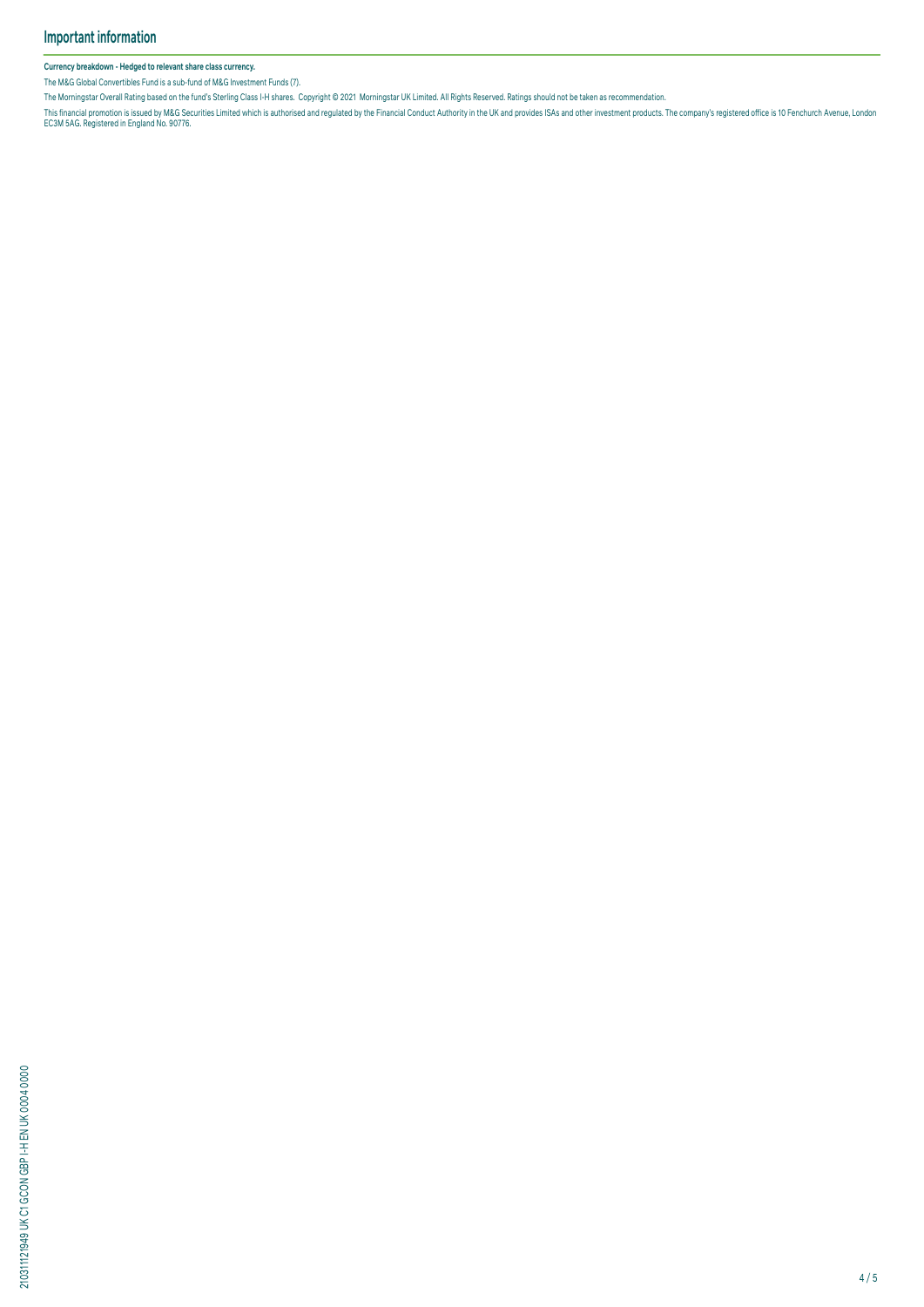## Important information

**Currency breakdown - Hedged to relevant share class currency.**

The M&G Global Convertibles Fund is a sub-fund of M&G Investment Funds (7).

The Morningstar Overall Rating based on the fund's Sterling Class I-H shares. Copyright © 2021 Morningstar UK Limited. All Rights Reserved. Ratings should not be taken as recommendation.

This financial promotion is issued by M&G Securities Limited which is authorised and regulated by the Financial Conduct Authority in the UK and provides ISAs and other investment products. The company's registered office is 10 Fenchurch Avenue, London EC3M 5AG. Registered in England No. 90776.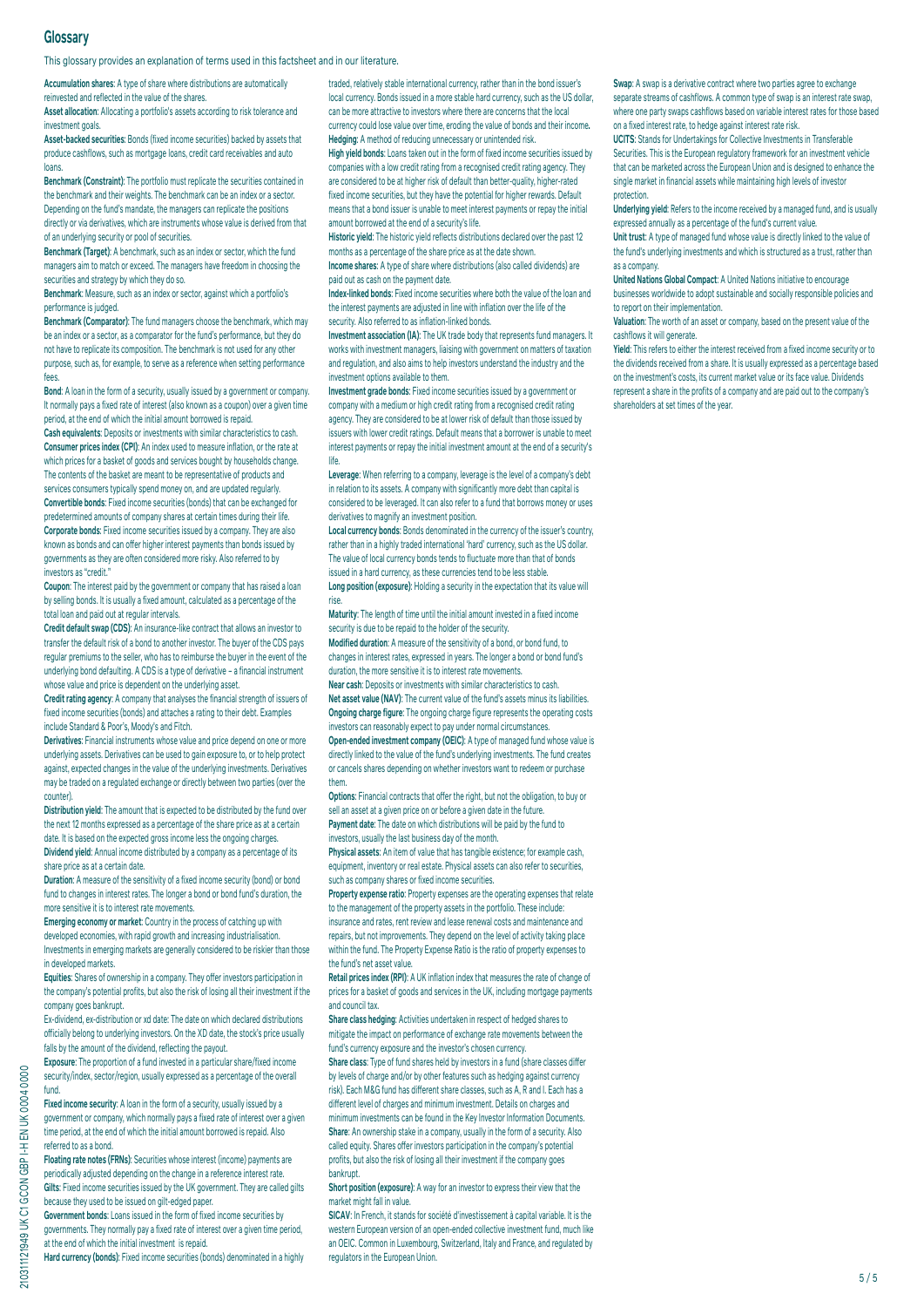## Glossary

This glossary provides an explanation of terms used in this factsheet and in our literature.

**Accumulation shares**: A type of share where distributions are automatically reinvested and reflected in the value of the shares.

**Asset allocation**: Allocating a portfolio's assets according to risk tolerance and investment goals.

**Asset-backed securities**: Bonds (fixed income securities) backed by assets that produce cashflows, such as mortgage loans, credit card receivables and auto loans.

**Benchmark (Constraint)**: The portfolio must replicate the securities contained in the benchmark and their weights. The benchmark can be an index or a sector. Depending on the fund's mandate, the managers can replicate the positions directly or via derivatives, which are instruments whose value is derived from that of an underlying security or pool of securities.

**Benchmark (Target)**: A benchmark, such as an index or sector, which the fund managers aim to match or exceed. The managers have freedom in choosing the securities and strategy by which they do so.

**Benchmark**: Measure, such as an index or sector, against which a portfolio's performance is judged.

**Benchmark (Comparator)**: The fund managers choose the benchmark, which may be an index or a sector, as a comparator for the fund's performance, but they do not have to replicate its composition. The benchmark is not used for any other purpose, such as, for example, to serve as a reference when setting performance fees.

**Bond**: A loan in the form of a security, usually issued by a government or company. It normally pays a fixed rate of interest (also known as a coupon) over a given time period, at the end of which the initial amount borrowed is repaid.

**Cash equivalents**: Deposits or investments with similar characteristics to cash.

**Consumer prices index (CPI)**: An index used to measure inflation, or the rate at which prices for a basket of goods and services bought by households change. The contents of the basket are meant to be representative of products and services consumers typically spend money on, and are updated regularly.

**Convertible bonds**: Fixed income securities (bonds) that can be exchanged for predetermined amounts of company shares at certain times during their life.

**Corporate bonds**: Fixed income securities issued by a company. They are also known as bonds and can offer higher interest payments than bonds issued by governments as they are often considered more risky. Also referred to by investors as "credit."

**Coupon**: The interest paid by the government or company that has raised a loan by selling bonds. It is usually a fixed amount, calculated as a percentage of the total loan and paid out at regular intervals.

**Credit default swap (CDS)**: An insurance-like contract that allows an investor to transfer the default risk of a bond to another investor. The buyer of the CDS pays regular premiums to the seller, who has to reimburse the buyer in the event of the underlying bond defaulting. A CDS is a type of derivative – a financial instrument whose value and price is dependent on the underlying asset.

**Credit rating agency**: A company that analyses the financial strength of issuers of fixed income securities (bonds) and attaches a rating to their debt. Examples include Standard & Poor's, Moody's and Fitch.

**Derivatives**: Financial instruments whose value and price depend on one or more underlying assets. Derivatives can be used to gain exposure to, or to help protect against, expected changes in the value of the underlying investments. Derivatives may be traded on a regulated exchange or directly between two parties (over the counter).

**Distribution yield**: The amount that is expected to be distributed by the fund over the next 12 months expressed as a percentage of the share price as at a certain date. It is based on the expected gross income less the ongoing charges.

**Dividend yield**: Annual income distributed by a company as a percentage of its share price as at a certain date.

**Duration**: A measure of the sensitivity of a fixed income security (bond) or bond fund to changes in interest rates. The longer a bond or bond fund's duration, the more sensitive it is to interest rate movements.

**Emerging economy or market**: Country in the process of catching up with developed economies, with rapid growth and increasing industrialisation. Investments in emerging markets are generally considered to be riskier than those in developed markets.

**Equities**: Shares of ownership in a company. They offer investors participation in the company's potential profits, but also the risk of losing all their investment if the company goes bankrupt.

Ex-dividend, ex-distribution or xd date: The date on which declared distributions officially belong to underlying investors. On the XD date, the stock's price usually falls by the amount of the dividend, reflecting the payout.

**Exposure**: The proportion of a fund invested in a particular share/fixed income security/index, sector/region, usually expressed as a percentage of the overall fund.

**Fixed income security**: A loan in the form of a security, usually issued by a government or company, which normally pays a fixed rate of interest over a given time period, at the end of which the initial amount borrowed is repaid. Also referred to as a bond.

**Floating rate notes (FRNs)**: Securities whose interest (income) payments are periodically adjusted depending on the change in a reference interest rate.

**Gilts**: Fixed income securities issued by the UK government. They are called gilts because they used to be issued on gilt-edged paper.

**Government bonds**: Loans issued in the form of fixed income securities by governments. They normally pay a fixed rate of interest over a given time period, at the end of which the initial investment is repaid.

**Hard currency (bonds)**: Fixed income securities (bonds) denominated in a highly traded, relatively stable international currency, rather than in the bond issuer's local currency. Bonds issued in a more stable hard currency, such as the US dollar, can be more attractive to investors where there are concerns that the local currency could lose value over time, eroding the value of bonds and their income.

**Hedging**: A method of reducing unnecessary or unintended risk.

**High yield bonds**: Loans taken out in the form of fixed income securities issued by companies with a low credit rating from a recognised credit rating agency. They are considered to be at higher risk of default than better-quality, higher-rated fixed income securities, but they have the potential for higher rewards. Default means that a bond issuer is unable to meet interest payments or repay the initial amount borrowed at the end of a security's life.

**Historic yield**: The historic yield reflects distributions declared over the past 12 months as a percentage of the share price as at the date shown.

**Income shares**: A type of share where distributions (also called dividends) are paid out as cash on the payment date.

**Index-linked bonds**: Fixed income securities where both the value of the loan and the interest payments are adjusted in line with inflation over the life of the security. Also referred to as inflation-linked bonds.

**Investment association (IA)**: The UK trade body that represents fund managers. It works with investment managers, liaising with government on matters of taxation and regulation, and also aims to help investors understand the industry and the investment options available to them.

**Investment grade bonds**: Fixed income securities issued by a government or company with a medium or high credit rating from a recognised credit rating agency. They are considered to be at lower risk of default than those issued by issuers with lower credit ratings. Default means that a borrower is unable to meet interest payments or repay the initial investment amount at the end of a security's life.

**Leverage**: When referring to a company, leverage is the level of a company's debt in relation to its assets. A company with significantly more debt than capital is considered to be leveraged. It can also refer to a fund that borrows money or uses derivatives to magnify an investment position.

**Local currency bonds**: Bonds denominated in the currency of the issuer's country, rather than in a highly traded international 'hard' currency, such as the US dollar. The value of local currency bonds tends to fluctuate more than that of bonds issued in a hard currency, as these currencies tend to be less stable.

**Long position (exposure)**: Holding a security in the expectation that its value will rise.

**Maturity**: The length of time until the initial amount invested in a fixed income security is due to be repaid to the holder of the security.

**Modified duration**: A measure of the sensitivity of a bond, or bond fund, to changes in interest rates, expressed in years. The longer a bond or bond fund's duration, the more sensitive it is to interest rate movements.

**Near cash**: Deposits or investments with similar characteristics to cash.

**Net asset value (NAV)**: The current value of the fund's assets minus its liabilities.

**Ongoing charge figure**: The ongoing charge figure represents the operating costs investors can reasonably expect to pay under normal circumstances.

**Open-ended investment company (OEIC)**: A type of managed fund whose value is directly linked to the value of the fund's underlying investments. The fund creates or cancels shares depending on whether investors want to redeem or purchase them.

**Options**: Financial contracts that offer the right, but not the obligation, to buy or sell an asset at a given price on or before a given date in the future.

**Payment date**: The date on which distributions will be paid by the fund to investors, usually the last business day of the month.

**Physical assets**: An item of value that has tangible existence; for example cash, equipment, inventory or real estate. Physical assets can also refer to securities, such as company shares or fixed income securities.

**Property expense ratio**: Property expenses are the operating expenses that relate to the management of the property assets in the portfolio. These include: insurance and rates, rent review and lease renewal costs and maintenance and repairs, but not improvements. They depend on the level of activity taking place within the fund. The Property Expense Ratio is the ratio of property expenses to the fund's net asset value.

**Retail prices index (RPI)**: A UK inflation index that measures the rate of change of prices for a basket of goods and services in the UK, including mortgage payments and council tax.

**Share class hedging**: Activities undertaken in respect of hedged shares to mitigate the impact on performance of exchange rate movements between the fund's currency exposure and the investor's chosen currency.

**Share class**: Type of fund shares held by investors in a fund (share classes differ by levels of charge and/or by other features such as hedging against currency risk). Each M&G fund has different share classes, such as A, R and I. Each has a different level of charges and minimum investment. Details on charges and minimum investments can be found in the Key Investor Information Documents.

**Share**: An ownership stake in a company, usually in the form of a security. Also called equity. Shares offer investors participation in the company's potential profits, but also the risk of losing all their investment if the company goes bankrupt.

**Short position (exposure)**: A way for an investor to express their view that the market might fall in value.

**SICAV**: In French, it stands for société d'investissement à capital variable. It is the western European version of an open-ended collective investment fund, much like an OEIC. Common in Luxembourg, Switzerland, Italy and France, and regulated by regulators in the European Union.

**Swap**: A swap is a derivative contract where two parties agree to exchange separate streams of cashflows. A common type of swap is an interest rate swap, where one party swaps cashflows based on variable interest rates for those based on a fixed interest rate, to hedge against interest rate risk.

**UCITS**: Stands for Undertakings for Collective Investments in Transferable Securities. This is the European regulatory framework for an investment vehicle that can be marketed across the European Union and is designed to enhance the single market in financial assets while maintaining high levels of investor protection.

**Underlying yield**: Refers to the income received by a managed fund, and is usually expressed annually as a percentage of the fund's current value.

**Unit trust**: A type of managed fund whose value is directly linked to the value of the fund's underlying investments and which is structured as a trust, rather than as a company.

**United Nations Global Compact**: A United Nations initiative to encourage businesses worldwide to adopt sustainable and socially responsible policies and to report on their implementation.

**Valuation**: The worth of an asset or company, based on the present value of the cashflows it will generate.

**Yield**: This refers to either the interest received from a fixed income security or to the dividends received from a share. It is usually expressed as a percentage based on the investment's costs, its current market value or its face value. Dividends represent a share in the profits of a company and are paid out to the company's shareholders at set times of the year.

210311121949 UK C1 GCON GBP I-H EN UK 0004 0000